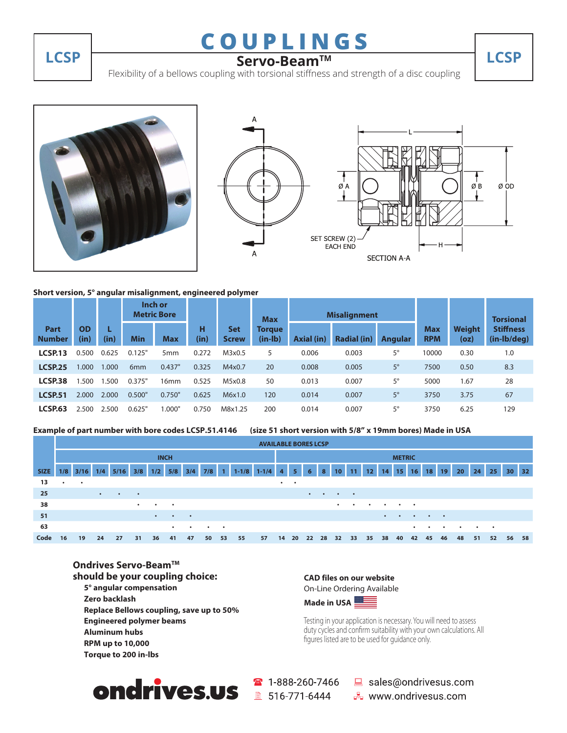# COUPLINGS

## LCSP

## Servo-Beam™

Flexibility of a bellows coupling with torsional stiffness and strength of a disc coupling

**Short version, 5° angular misalignment, engineered polymer**

| Part Number | OD (in) | L (in) | Inch or Metric Bore | | H (in) | Set Screw | Max Torque (in-lb) | Misalignment | | | Max RPM | Weight (oz) | Torsional Stiffness (in-lb/deg) |
|---|---|---|---|---|---|---|---|---|---|---|---|---|---|
| | | | Min | Max | | | | Axial (in) | Radial (in) | Angular | | | |
| **LCSP.13** | 0.500 | 0.625 | 0.125" | 5mm | 0.272 | M3x0.5 | 5 | 0.006 | 0.003 | 5° | 10000 | 0.30 | 1.0 |
| **LCSP.25** | 1.000 | 1.000 | 6mm | 0.437" | 0.325 | M4x0.7 | 20 | 0.008 | 0.005 | 5° | 7500 | 0.50 | 8.3 |
| **LCSP.38** | 1.500 | 1.500 | 0.375" | 16mm | 0.525 | M5x0.8 | 50 | 0.013 | 0.007 | 5° | 5000 | 1.67 | 28 |
| **LCSP.51** | 2.000 | 2.000 | 0.500" | 0.750" | 0.625 | M6x1.0 | 120 | 0.014 | 0.007 | 5° | 3750 | 3.75 | 67 |
| **LCSP.63** | 2.500 | 2.500 | 0.625" | 1.000" | 0.750 | M8x1.25 | 200 | 0.014 | 0.007 | 5° | 3750 | 6.25 | 129 |

**Example of part number with bore codes LCSP.51.4146 (size 51 short version with 5/8" x 19mm bores) Made in USA**

| | AVAILABLE BORES LCSP | | | | | | | | | | | | | | | | | | | | | | | | | | | | |
|---|---|---|---|---|---|---|---|---|---|---|---|---|---|---|---|---|---|---|---|---|---|---|---|---|---|---|---|---|---|
| | INCH | | | | | | | | | | | | METRIC | | | | | | | | | | | | | | | | |
| SIZE | 1/8 | 3/16 | 1/4 | 5/16 | 3/8 | 1/2 | 5/8 | 3/4 | 7/8 | 1 | 1-1/8 | 1-1/4 | 4 | 5 | 6 | 8 | 10 | 11 | 12 | 14 | 15 | 16 | 18 | 19 | 20 | 24 | 25 | 30 | 32 |
| 13 | • | • | | | | | | | | | | | • | • | | | | | | | | | | | | | | | |
| 25 | | | • | • | • | | | | | | | | | | • | • | • | • | | | | | | | | | | | |
| 38 | | | | | • | • | • | | | | | | | | | | • | • | • | • | • | • | | | | | | | |
| 51 | | | | | | • | • | • | | | | | | | | | | | | • | • | • | • | • | | | | | |
| 63 | | | | | | | • | • | • | • | | | | | | | | | | | | • | • | • | • | • | • | | |
| Code | 16 | 19 | 24 | 27 | 31 | 36 | 41 | 47 | 50 | 53 | 55 | 57 | 14 | 20 | 22 | 28 | 32 | 33 | 35 | 38 | 40 | 42 | 45 | 46 | 48 | 51 | 52 | 56 | 58 |

**Ondrives Servo-Beam™**
**should be your coupling choice:**

- **5° angular compensation**
- **Zero backlash**
- **Replace Bellows coupling, save up to 50%**
- **Engineered polymer beams**
- **Aluminum hubs**
- **RPM up to 10,000**
- **Torque to 200 in-lbs**

**CAD files on our website**
On-Line Ordering Available
**Made in USA**

Testing in your application is necessary. You will need to assess duty cycles and confirm suitability with your own calculations. All figures listed are to be used for guidance only.

**ondrives.us**

1-888-260-7466
516-771-6444
sales@ondrivesus.com
www.ondrivesus.com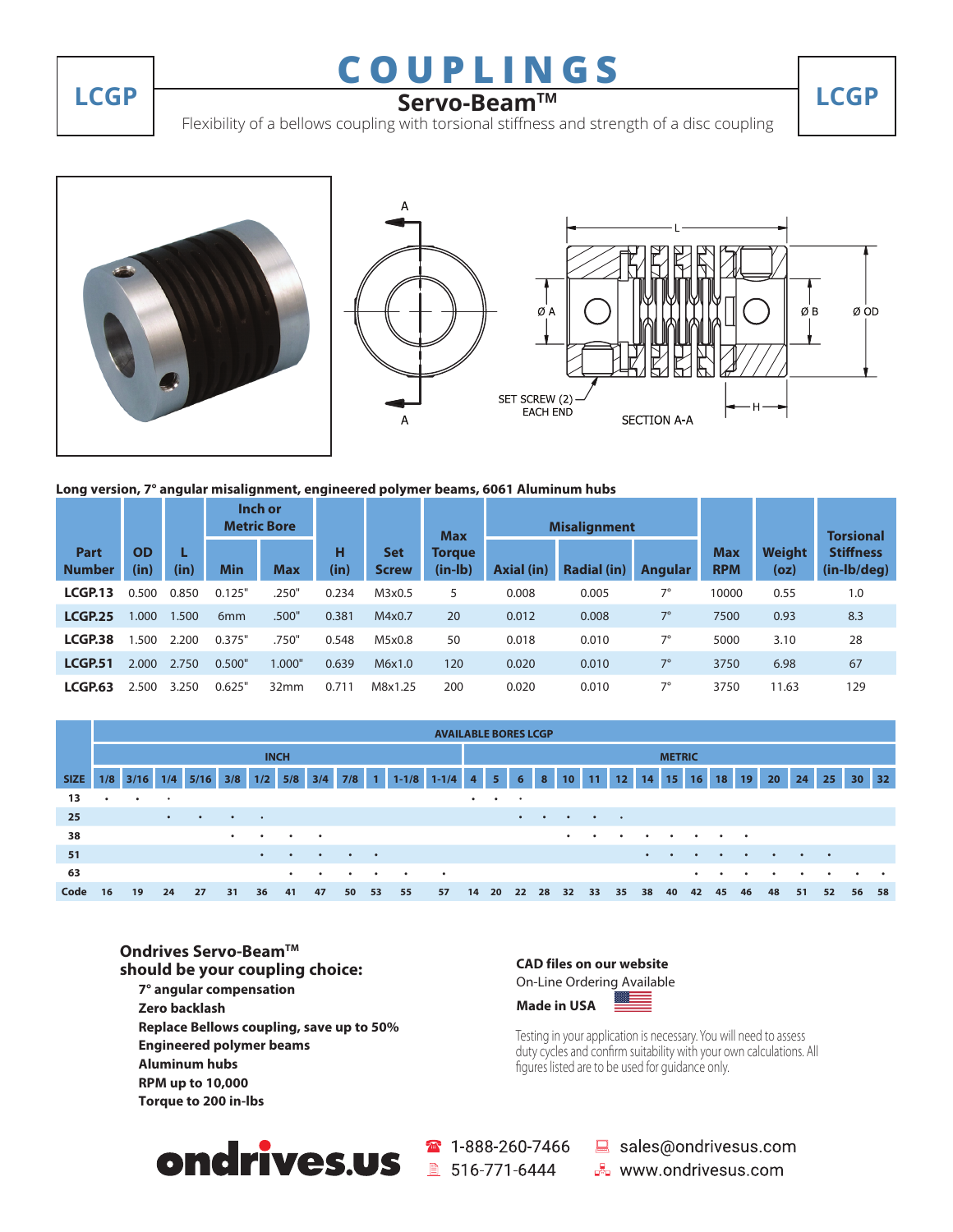# LCGP

# COUPLINGS

## Servo-Beam™

Flexibility of a bellows coupling with torsional stiffness and strength of a disc coupling

A

A

L

Ø A

Ø B

Ø OD

SET SCREW (2) EACH END

H

SECTION A-A

**Long version, 7° angular misalignment, engineered polymer beams, 6061 Aluminum hubs**

| Part Number | OD (in) | L (in) | Inch or Metric Bore | | H (in) | Set Screw | Max Torque (in-lb) | Misalignment | | | Max RPM | Weight (oz) | Torsional Stiffness (in-lb/deg) |
|---|---|---|---|---|---|---|---|---|---|---|---|---|---|
| | | | Min | Max | | | | Axial (in) | Radial (in) | Angular | | | |
| **LCGP.13** | 0.500 | 0.850 | 0.125" | .250" | 0.234 | M3x0.5 | 5 | 0.008 | 0.005 | 7° | 10000 | 0.55 | 1.0 |
| **LCGP.25** | 1.000 | 1.500 | 6mm | .500" | 0.381 | M4x0.7 | 20 | 0.012 | 0.008 | 7° | 7500 | 0.93 | 8.3 |
| **LCGP.38** | 1.500 | 2.200 | 0.375" | .750" | 0.548 | M5x0.8 | 50 | 0.018 | 0.010 | 7° | 5000 | 3.10 | 28 |
| **LCGP.51** | 2.000 | 2.750 | 0.500" | 1.000" | 0.639 | M6x1.0 | 120 | 0.020 | 0.010 | 7° | 3750 | 6.98 | 67 |
| **LCGP.63** | 2.500 | 3.250 | 0.625" | 32mm | 0.711 | M8x1.25 | 200 | 0.020 | 0.010 | 7° | 3750 | 11.63 | 129 |

| | AVAILABLE BORES LCGP | | | | | | | | | | | | | | | | | | | | | | | | | | | | |
|---|---|---|---|---|---|---|---|---|---|---|---|---|---|---|---|---|---|---|---|---|---|---|---|---|---|---|---|---|---|
| | INCH | | | | | | | | | | | | METRIC | | | | | | | | | | | | | | | | |
| SIZE | 1/8 | 3/16 | 1/4 | 5/16 | 3/8 | 1/2 | 5/8 | 3/4 | 7/8 | 1 | 1-1/8 | 1-1/4 | 4 | 5 | 6 | 8 | 10 | 11 | 12 | 14 | 15 | 16 | 18 | 19 | 20 | 24 | 25 | 30 | 32 |
| 13 | • | • | • | | | | | | | | | | • | • | • | | | | | | | | | | | | | | |
| 25 | | | • | • | • | • | | | | | | | | | • | • | • | • | • | | | | | | | | | | |
| 38 | | | | | • | • | • | • | | | | | | | | | • | • | • | • | • | • | • | • | | | | | |
| 51 | | | | | | • | • | • | • | • | | | | | | | | | | • | • | • | • | • | • | • | • | | |
| 63 | | | | | | | • | • | • | • | • | • | | | | | | | | | | • | • | • | • | • | • | • | • |
| Code | 16 | 19 | 24 | 27 | 31 | 36 | 41 | 47 | 50 | 53 | 55 | 57 | 14 | 20 | 22 | 28 | 32 | 33 | 35 | 38 | 40 | 42 | 45 | 46 | 48 | 51 | 52 | 56 | 58 |

**Ondrives Servo-Beam™ should be your coupling choice:**

- **7° angular compensation**
- **Zero backlash**
- **Replace Bellows coupling, save up to 50%**
- **Engineered polymer beams**
- **Aluminum hubs**
- **RPM up to 10,000**
- **Torque to 200 in-lbs**

**CAD files on our website**

On-Line Ordering Available

**Made in USA**

Testing in your application is necessary. You will need to assess duty cycles and confirm suitability with your own calculations. All figures listed are to be used for guidance only.

**ondrives.us**

1-888-260-7466

516-771-6444

sales@ondrivesus.com

www.ondrivesus.com